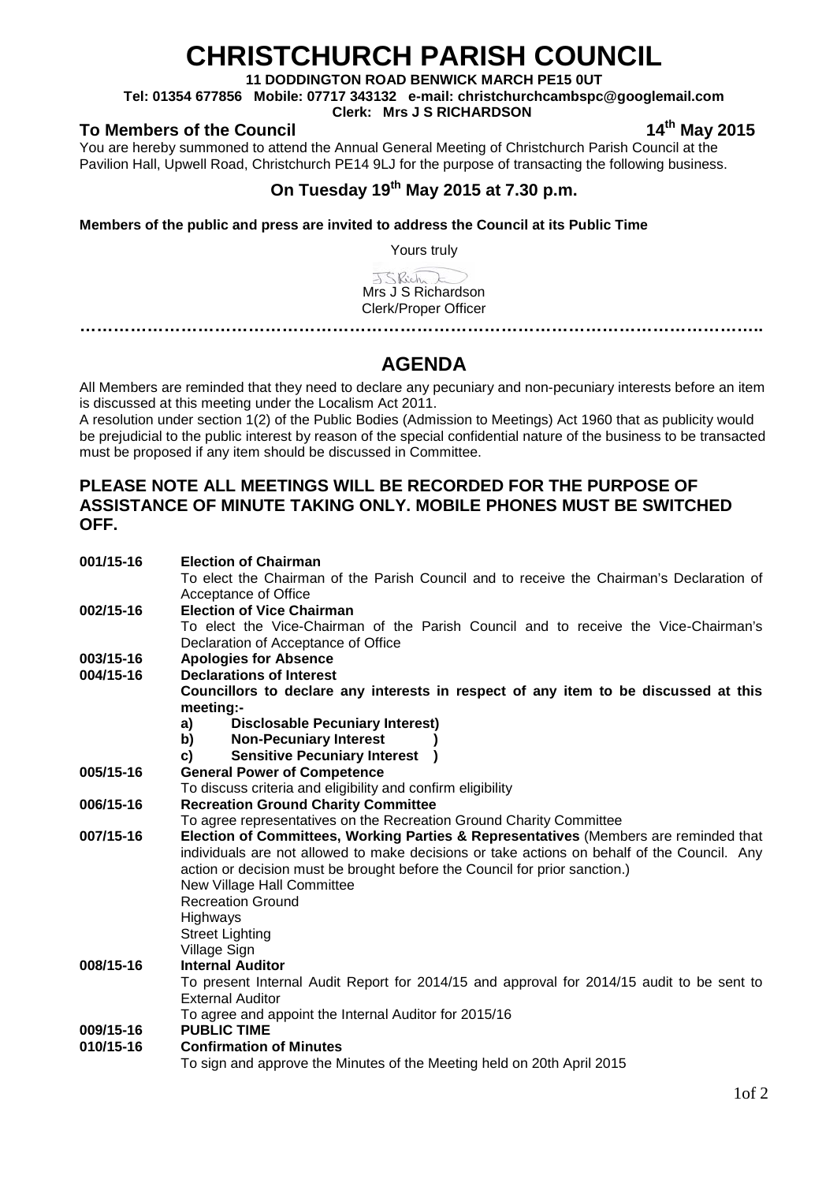# CHRISTCHURCH PARISH COUNCIL

**11 DODDINGTON ROAD BENWICK MARCH PE15 0UT**
**Tel: 01354 677856 Mobile: 07717 343132 e-mail: christchurchcambspc@googlemail.com**
**Clerk: Mrs J S RICHARDSON**

**To Members of the Council** **14th May 2015**

You are hereby summoned to attend the Annual General Meeting of Christchurch Parish Council at the Pavilion Hall, Upwell Road, Christchurch PE14 9LJ for the purpose of transacting the following business.

## On Tuesday 19th May 2015 at 7.30 p.m.

**Members of the public and press are invited to address the Council at its Public Time**

Yours truly

Mrs J S Richardson
Clerk/Proper Officer

…………………………………………………………………………………………………………

## AGENDA

All Members are reminded that they need to declare any pecuniary and non-pecuniary interests before an item is discussed at this meeting under the Localism Act 2011.
A resolution under section 1(2) of the Public Bodies (Admission to Meetings) Act 1960 that as publicity would be prejudicial to the public interest by reason of the special confidential nature of the business to be transacted must be proposed if any item should be discussed in Committee.

### PLEASE NOTE ALL MEETINGS WILL BE RECORDED FOR THE PURPOSE OF ASSISTANCE OF MINUTE TAKING ONLY. MOBILE PHONES MUST BE SWITCHED OFF.

**001/15-16** **Election of Chairman**
To elect the Chairman of the Parish Council and to receive the Chairman's Declaration of Acceptance of Office

**002/15-16** **Election of Vice Chairman**
To elect the Vice-Chairman of the Parish Council and to receive the Vice-Chairman's Declaration of Acceptance of Office

**003/15-16** **Apologies for Absence**

**004/15-16** **Declarations of Interest**
**Councillors to declare any interests in respect of any item to be discussed at this meeting:-**
- a) **Disclosable Pecuniary Interest)**
- b) **Non-Pecuniary Interest )**
- c) **Sensitive Pecuniary Interest )**

**005/15-16** **General Power of Competence**
To discuss criteria and eligibility and confirm eligibility

**006/15-16** **Recreation Ground Charity Committee**
To agree representatives on the Recreation Ground Charity Committee

**007/15-16** **Election of Committees, Working Parties & Representatives** (Members are reminded that individuals are not allowed to make decisions or take actions on behalf of the Council. Any action or decision must be brought before the Council for prior sanction.)
New Village Hall Committee
Recreation Ground
Highways
Street Lighting
Village Sign

**008/15-16** **Internal Auditor**
To present Internal Audit Report for 2014/15 and approval for 2014/15 audit to be sent to External Auditor
To agree and appoint the Internal Auditor for 2015/16

**009/15-16** **PUBLIC TIME**

**010/15-16** **Confirmation of Minutes**
To sign and approve the Minutes of the Meeting held on 20th April 2015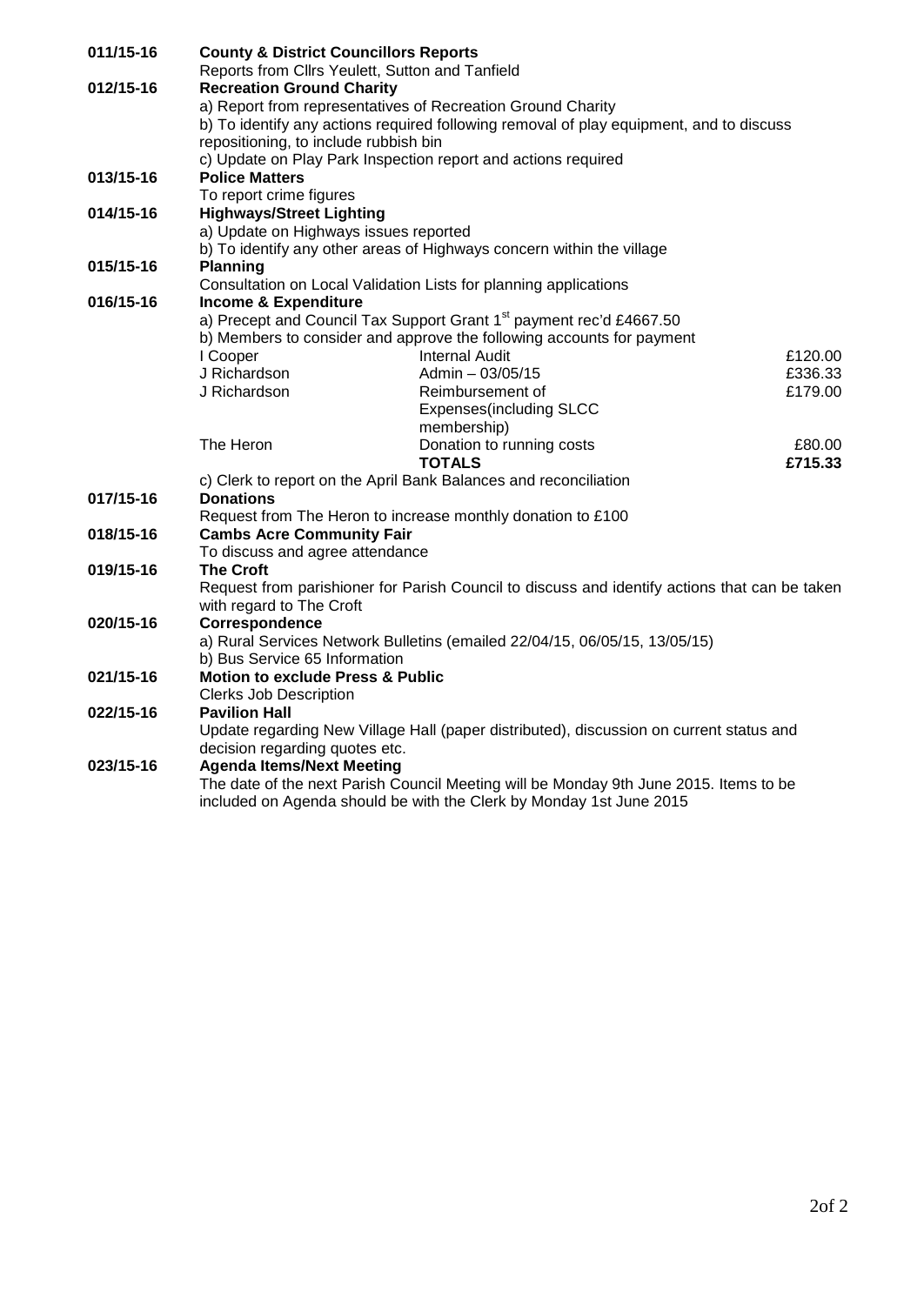**011/15-16 County & District Councillors Reports**

Reports from Cllrs Yeulett, Sutton and Tanfield

**012/15-16 Recreation Ground Charity**

a) Report from representatives of Recreation Ground Charity

b) To identify any actions required following removal of play equipment, and to discuss repositioning, to include rubbish bin

c) Update on Play Park Inspection report and actions required

**013/15-16 Police Matters**

To report crime figures

**014/15-16 Highways/Street Lighting**

a) Update on Highways issues reported

b) To identify any other areas of Highways concern within the village

**015/15-16 Planning**

Consultation on Local Validation Lists for planning applications

**016/15-16 Income & Expenditure**

a) Precept and Council Tax Support Grant 1st payment rec'd £4667.50

b) Members to consider and approve the following accounts for payment

| | | |
|---|---|---|
| I Cooper | Internal Audit | £120.00 |
| J Richardson | Admin – 03/05/15 | £336.33 |
| J Richardson | Reimbursement of Expenses(including SLCC membership) | £179.00 |
| The Heron | Donation to running costs | £80.00 |
| | **TOTALS** | **£715.33** |

c) Clerk to report on the April Bank Balances and reconciliation

**017/15-16 Donations**

Request from The Heron to increase monthly donation to £100

**018/15-16 Cambs Acre Community Fair**

To discuss and agree attendance

**019/15-16 The Croft**

Request from parishioner for Parish Council to discuss and identify actions that can be taken with regard to The Croft

**020/15-16 Correspondence**

a) Rural Services Network Bulletins (emailed 22/04/15, 06/05/15, 13/05/15)

b) Bus Service 65 Information

**021/15-16 Motion to exclude Press & Public**

Clerks Job Description

**022/15-16 Pavilion Hall**

Update regarding New Village Hall (paper distributed), discussion on current status and decision regarding quotes etc.

**023/15-16 Agenda Items/Next Meeting**

The date of the next Parish Council Meeting will be Monday 9th June 2015. Items to be included on Agenda should be with the Clerk by Monday 1st June 2015